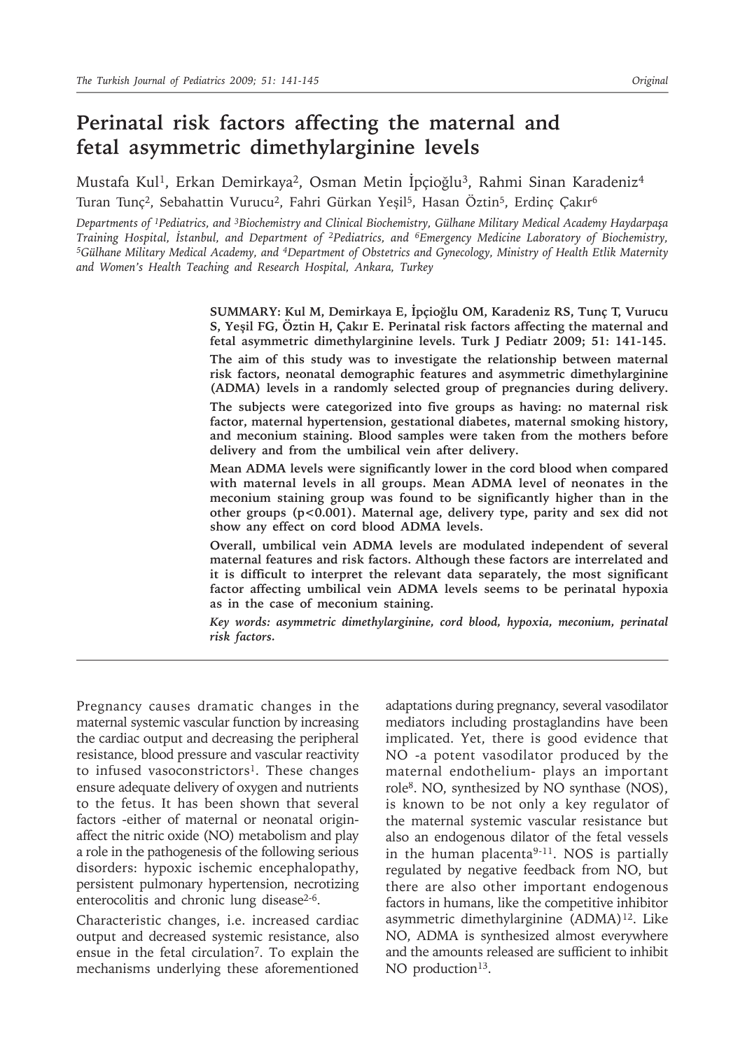# Perinatal risk factors affecting the maternal and fetal asymmetric dimethylarginine levels

Mustafa Kul[1], Erkan Demirkaya[2], Osman Metin İpçioğlu[3], Rahmi Sinan Karadeniz[4]
Turan Tunç[2], Sebahattin Vurucu[2], Fahri Gürkan Yeşil[5], Hasan Öztin[5], Erdinç Çakır[6]

*Departments of [1]Pediatrics, and [3]Biochemistry and Clinical Biochemistry, Gülhane Military Medical Academy Haydarpaşa Training Hospital, İstanbul, and Department of [2]Pediatrics, and [6]Emergency Medicine Laboratory of Biochemistry, [5]Gülhane Military Medical Academy, and [4]Department of Obstetrics and Gynecology, Ministry of Health Etlik Maternity and Women's Health Teaching and Research Hospital, Ankara, Turkey*

**SUMMARY: Kul M, Demirkaya E, İpçioğlu OM, Karadeniz RS, Tunç T, Vurucu S, Yeşil FG, Öztin H, Çakır E. Perinatal risk factors affecting the maternal and fetal asymmetric dimethylarginine levels. Turk J Pediatr 2009; 51: 141-145.**

**The aim of this study was to investigate the relationship between maternal risk factors, neonatal demographic features and asymmetric dimethylarginine (ADMA) levels in a randomly selected group of pregnancies during delivery.**

**The subjects were categorized into five groups as having: no maternal risk factor, maternal hypertension, gestational diabetes, maternal smoking history, and meconium staining. Blood samples were taken from the mothers before delivery and from the umbilical vein after delivery.**

**Mean ADMA levels were significantly lower in the cord blood when compared with maternal levels in all groups. Mean ADMA level of neonates in the meconium staining group was found to be significantly higher than in the other groups ($p<0.001$). Maternal age, delivery type, parity and sex did not show any effect on cord blood ADMA levels.**

**Overall, umbilical vein ADMA levels are modulated independent of several maternal features and risk factors. Although these factors are interrelated and it is difficult to interpret the relevant data separately, the most significant factor affecting umbilical vein ADMA levels seems to be perinatal hypoxia as in the case of meconium staining.**

***Key words: asymmetric dimethylarginine, cord blood, hypoxia, meconium, perinatal risk factors.***

Pregnancy causes dramatic changes in the maternal systemic vascular function by increasing the cardiac output and decreasing the peripheral resistance, blood pressure and vascular reactivity to infused vasoconstrictors[1]. These changes ensure adequate delivery of oxygen and nutrients to the fetus. It has been shown that several factors -either of maternal or neonatal origin- affect the nitric oxide (NO) metabolism and play a role in the pathogenesis of the following serious disorders: hypoxic ischemic encephalopathy, persistent pulmonary hypertension, necrotizing enterocolitis and chronic lung disease[2-6].

Characteristic changes, i.e. increased cardiac output and decreased systemic resistance, also ensue in the fetal circulation[7]. To explain the mechanisms underlying these aforementioned adaptations during pregnancy, several vasodilator mediators including prostaglandins have been implicated. Yet, there is good evidence that NO -a potent vasodilator produced by the maternal endothelium- plays an important role[8]. NO, synthesized by NO synthase (NOS), is known to be not only a key regulator of the maternal systemic vascular resistance but also an endogenous dilator of the fetal vessels in the human placenta[9-11]. NOS is partially regulated by negative feedback from NO, but there are also other important endogenous factors in humans, like the competitive inhibitor asymmetric dimethylarginine (ADMA)[12]. Like NO, ADMA is synthesized almost everywhere and the amounts released are sufficient to inhibit NO production[13].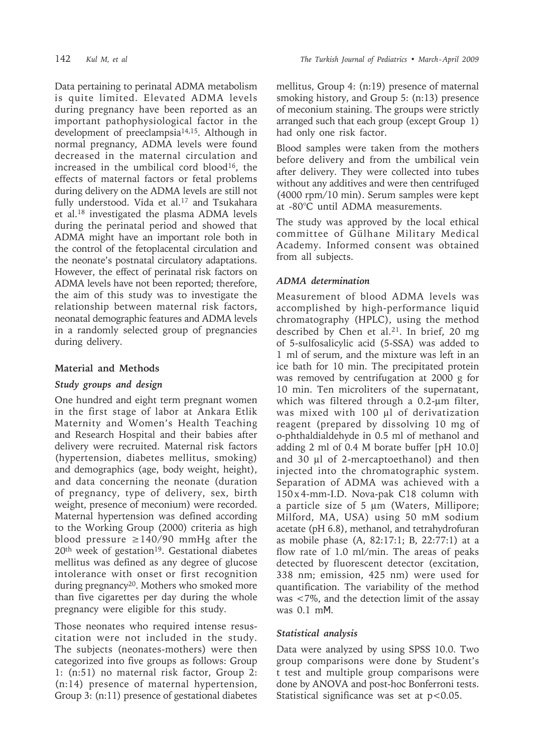Data pertaining to perinatal ADMA metabolism is quite limited. Elevated ADMA levels during pregnancy have been reported as an important pathophysiological factor in the development of preeclampsia[14,15]. Although in normal pregnancy, ADMA levels were found decreased in the maternal circulation and increased in the umbilical cord blood[16], the effects of maternal factors or fetal problems during delivery on the ADMA levels are still not fully understood. Vida et al.[17] and Tsukahara et al.[18] investigated the plasma ADMA levels during the perinatal period and showed that ADMA might have an important role both in the control of the fetoplacental circulation and the neonate's postnatal circulatory adaptations. However, the effect of perinatal risk factors on ADMA levels have not been reported; therefore, the aim of this study was to investigate the relationship between maternal risk factors, neonatal demographic features and ADMA levels in a randomly selected group of pregnancies during delivery.

## Material and Methods

### *Study groups and design*

One hundred and eight term pregnant women in the first stage of labor at Ankara Etlik Maternity and Women's Health Teaching and Research Hospital and their babies after delivery were recruited. Maternal risk factors (hypertension, diabetes mellitus, smoking) and demographics (age, body weight, height), and data concerning the neonate (duration of pregnancy, type of delivery, sex, birth weight, presence of meconium) were recorded. Maternal hypertension was defined according to the Working Group (2000) criteria as high blood pressure ≥140/90 mmHg after the 20[th] week of gestation[19]. Gestational diabetes mellitus was defined as any degree of glucose intolerance with onset or first recognition during pregnancy[20]. Mothers who smoked more than five cigarettes per day during the whole pregnancy were eligible for this study.

Those neonates who required intense resuscitation were not included in the study. The subjects (neonates-mothers) were then categorized into five groups as follows: Group 1: (n:51) no maternal risk factor, Group 2: (n:14) presence of maternal hypertension, Group 3: (n:11) presence of gestational diabetes mellitus, Group 4: (n:19) presence of maternal smoking history, and Group 5: (n:13) presence of meconium staining. The groups were strictly arranged such that each group (except Group 1) had only one risk factor.

Blood samples were taken from the mothers before delivery and from the umbilical vein after delivery. They were collected into tubes without any additives and were then centrifuged (4000 rpm/10 min). Serum samples were kept at -80°C until ADMA measurements.

The study was approved by the local ethical committee of Gülhane Military Medical Academy. Informed consent was obtained from all subjects.

### *ADMA determination*

Measurement of blood ADMA levels was accomplished by high-performance liquid chromatography (HPLC), using the method described by Chen et al.[21]. In brief, 20 mg of 5-sulfosalicylic acid (5-SSA) was added to 1 ml of serum, and the mixture was left in an ice bath for 10 min. The precipitated protein was removed by centrifugation at 2000 g for 10 min. Ten microliters of the supernatant, which was filtered through a 0.2-µm filter, was mixed with 100 µl of derivatization reagent (prepared by dissolving 10 mg of o-phthaldialdehyde in 0.5 ml of methanol and adding 2 ml of 0.4 M borate buffer [pH 10.0] and 30 µl of 2-mercaptoethanol) and then injected into the chromatographic system. Separation of ADMA was achieved with a 150x4-mm-I.D. Nova-pak C18 column with a particle size of 5 µm (Waters, Millipore; Milford, MA, USA) using 50 mM sodium acetate (pH 6.8), methanol, and tetrahydrofuran as mobile phase (A, 82:17:1; B, 22:77:1) at a flow rate of 1.0 ml/min. The areas of peaks detected by fluorescent detector (excitation, 338 nm; emission, 425 nm) were used for quantification. The variability of the method was <7%, and the detection limit of the assay was 0.1 mM.

### *Statistical analysis*

Data were analyzed by using SPSS 10.0. Two group comparisons were done by Student's t test and multiple group comparisons were done by ANOVA and post-hoc Bonferroni tests. Statistical significance was set at $p<0.05$.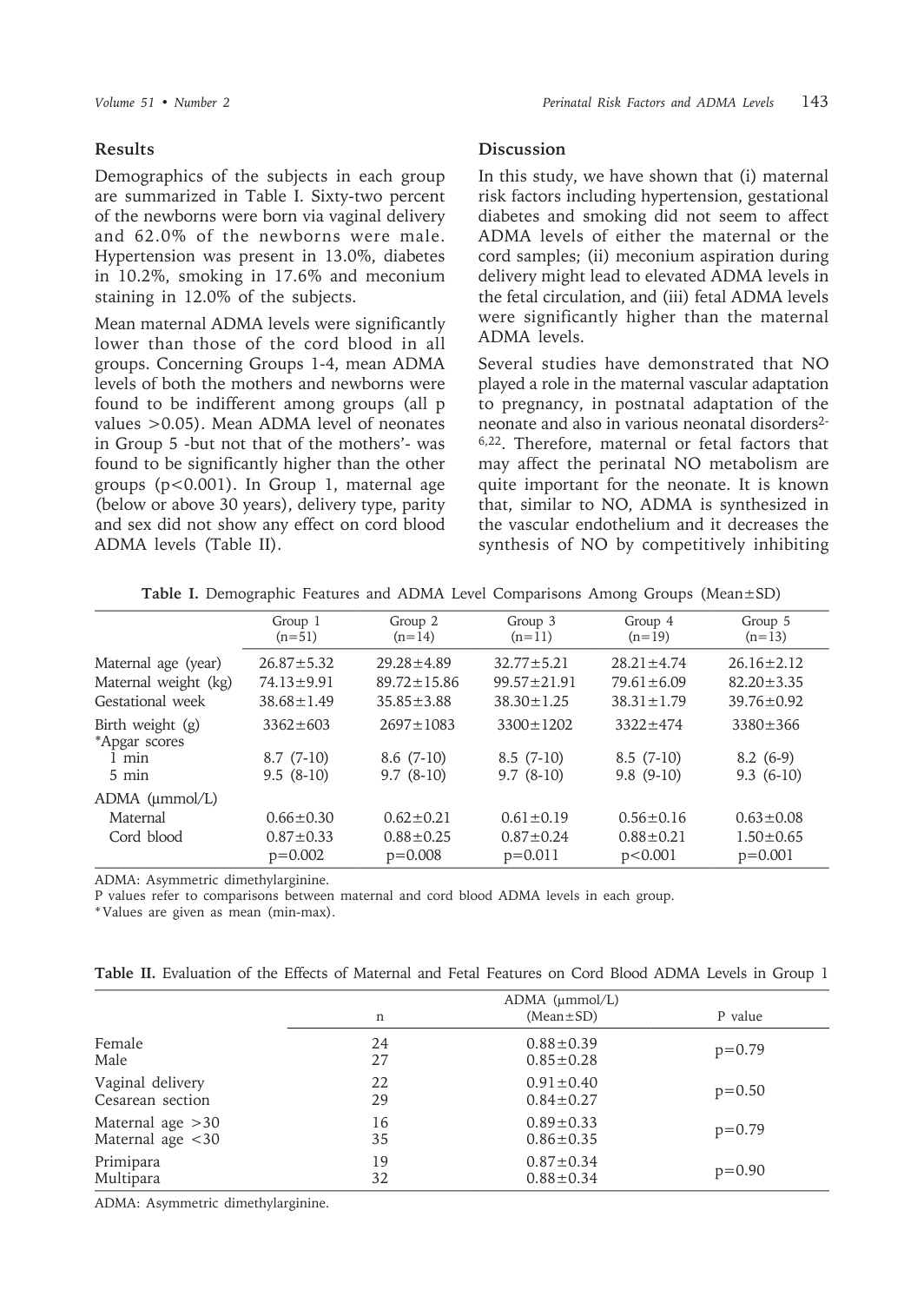## Results

Demographics of the subjects in each group are summarized in Table I. Sixty-two percent of the newborns were born via vaginal delivery and 62.0% of the newborns were male. Hypertension was present in 13.0%, diabetes in 10.2%, smoking in 17.6% and meconium staining in 12.0% of the subjects.

Mean maternal ADMA levels were significantly lower than those of the cord blood in all groups. Concerning Groups 1-4, mean ADMA levels of both the mothers and newborns were found to be indifferent among groups (all p values >0.05). Mean ADMA level of neonates in Group 5 -but not that of the mothers'- was found to be significantly higher than the other groups (p<0.001). In Group 1, maternal age (below or above 30 years), delivery type, parity and sex did not show any effect on cord blood ADMA levels (Table II).

## Discussion

In this study, we have shown that (i) maternal risk factors including hypertension, gestational diabetes and smoking did not seem to affect ADMA levels of either the maternal or the cord samples; (ii) meconium aspiration during delivery might lead to elevated ADMA levels in the fetal circulation, and (iii) fetal ADMA levels were significantly higher than the maternal ADMA levels.

Several studies have demonstrated that NO played a role in the maternal vascular adaptation to pregnancy, in postnatal adaptation of the neonate and also in various neonatal disorders[2-6,22]. Therefore, maternal or fetal factors that may affect the perinatal NO metabolism are quite important for the neonate. It is known that, similar to NO, ADMA is synthesized in the vascular endothelium and it decreases the synthesis of NO by competitively inhibiting

**Table I.** Demographic Features and ADMA Level Comparisons Among Groups (Mean±SD)

| | Group 1 (n=51) | Group 2 (n=14) | Group 3 (n=11) | Group 4 (n=19) | Group 5 (n=13) |
|---|---|---|---|---|---|
| Maternal age (year) | 26.87±5.32 | 29.28±4.89 | 32.77±5.21 | 28.21±4.74 | 26.16±2.12 |
| Maternal weight (kg) | 74.13±9.91 | 89.72±15.86 | 99.57±21.91 | 79.61±6.09 | 82.20±3.35 |
| Gestational week | 38.68±1.49 | 35.85±3.88 | 38.30±1.25 | 38.31±1.79 | 39.76±0.92 |
| Birth weight (g) | 3362±603 | 2697±1083 | 3300±1202 | 3322±474 | 3380±366 |
| *Apgar scores | | | | | |
| 1 min | 8.7 (7-10) | 8.6 (7-10) | 8.5 (7-10) | 8.5 (7-10) | 8.2 (6-9) |
| 5 min | 9.5 (8-10) | 9.7 (8-10) | 9.7 (8-10) | 9.8 (9-10) | 9.3 (6-10) |
| ADMA (μmmol/L) | | | | | |
| Maternal | 0.66±0.30 | 0.62±0.21 | 0.61±0.19 | 0.56±0.16 | 0.63±0.08 |
| Cord blood | 0.87±0.33 | 0.88±0.25 | 0.87±0.24 | 0.88±0.21 | 1.50±0.65 |
| | p=0.002 | p=0.008 | p=0.011 | p<0.001 | p=0.001 |

ADMA: Asymmetric dimethylarginine.
P values refer to comparisons between maternal and cord blood ADMA levels in each group.
*Values are given as mean (min-max).

**Table II.** Evaluation of the Effects of Maternal and Fetal Features on Cord Blood ADMA Levels in Group 1

| | n | ADMA (μmmol/L) (Mean±SD) | P value |
|---|---|---|---|
| Female | 24 | 0.88±0.39 | p=0.79 |
| Male | 27 | 0.85±0.28 | |
| Vaginal delivery | 22 | 0.91±0.40 | p=0.50 |
| Cesarean section | 29 | 0.84±0.27 | |
| Maternal age >30 | 16 | 0.89±0.33 | p=0.79 |
| Maternal age <30 | 35 | 0.86±0.35 | |
| Primipara | 19 | 0.87±0.34 | p=0.90 |
| Multipara | 32 | 0.88±0.34 | |

ADMA: Asymmetric dimethylarginine.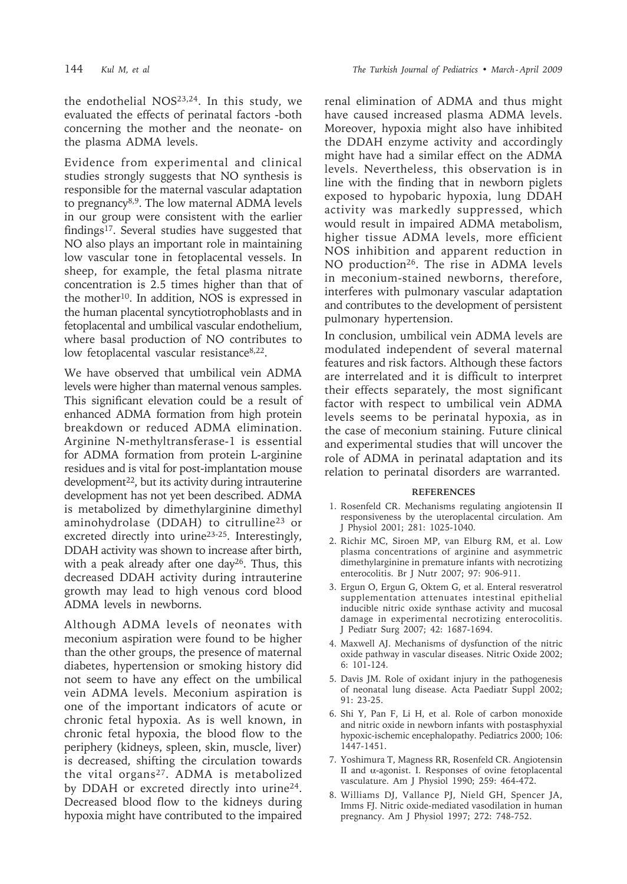the endothelial NOS[23,24]. In this study, we evaluated the effects of perinatal factors -both concerning the mother and the neonate- on the plasma ADMA levels.

Evidence from experimental and clinical studies strongly suggests that NO synthesis is responsible for the maternal vascular adaptation to pregnancy[8,9]. The low maternal ADMA levels in our group were consistent with the earlier findings[17]. Several studies have suggested that NO also plays an important role in maintaining low vascular tone in fetoplacental vessels. In sheep, for example, the fetal plasma nitrate concentration is 2.5 times higher than that of the mother[10]. In addition, NOS is expressed in the human placental syncytiotrophoblasts and in fetoplacental and umbilical vascular endothelium, where basal production of NO contributes to low fetoplacental vascular resistance[8,22].

We have observed that umbilical vein ADMA levels were higher than maternal venous samples. This significant elevation could be a result of enhanced ADMA formation from high protein breakdown or reduced ADMA elimination. Arginine N-methyltransferase-1 is essential for ADMA formation from protein L-arginine residues and is vital for post-implantation mouse development[22], but its activity during intrauterine development has not yet been described. ADMA is metabolized by dimethylarginine dimethyl aminohydrolase (DDAH) to citrulline[23] or excreted directly into urine[23-25]. Interestingly, DDAH activity was shown to increase after birth, with a peak already after one day[26]. Thus, this decreased DDAH activity during intrauterine growth may lead to high venous cord blood ADMA levels in newborns.

Although ADMA levels of neonates with meconium aspiration were found to be higher than the other groups, the presence of maternal diabetes, hypertension or smoking history did not seem to have any effect on the umbilical vein ADMA levels. Meconium aspiration is one of the important indicators of acute or chronic fetal hypoxia. As is well known, in chronic fetal hypoxia, the blood flow to the periphery (kidneys, spleen, skin, muscle, liver) is decreased, shifting the circulation towards the vital organs[27]. ADMA is metabolized by DDAH or excreted directly into urine[24]. Decreased blood flow to the kidneys during hypoxia might have contributed to the impaired renal elimination of ADMA and thus might have caused increased plasma ADMA levels. Moreover, hypoxia might also have inhibited the DDAH enzyme activity and accordingly might have had a similar effect on the ADMA levels. Nevertheless, this observation is in line with the finding that in newborn piglets exposed to hypobaric hypoxia, lung DDAH activity was markedly suppressed, which would result in impaired ADMA metabolism, higher tissue ADMA levels, more efficient NOS inhibition and apparent reduction in NO production[26]. The rise in ADMA levels in meconium-stained newborns, therefore, interferes with pulmonary vascular adaptation and contributes to the development of persistent pulmonary hypertension.

In conclusion, umbilical vein ADMA levels are modulated independent of several maternal features and risk factors. Although these factors are interrelated and it is difficult to interpret their effects separately, the most significant factor with respect to umbilical vein ADMA levels seems to be perinatal hypoxia, as in the case of meconium staining. Future clinical and experimental studies that will uncover the role of ADMA in perinatal adaptation and its relation to perinatal disorders are warranted.

## REFERENCES

1. Rosenfeld CR. Mechanisms regulating angiotensin II responsiveness by the uteroplacental circulation. Am J Physiol 2001; 281: 1025-1040.
2. Richir MC, Siroen MP, van Elburg RM, et al. Low plasma concentrations of arginine and asymmetric dimethylarginine in premature infants with necrotizing enterocolitis. Br J Nutr 2007; 97: 906-911.
3. Ergun O, Ergun G, Oktem G, et al. Enteral resveratrol supplementation attenuates intestinal epithelial inducible nitric oxide synthase activity and mucosal damage in experimental necrotizing enterocolitis. J Pediatr Surg 2007; 42: 1687-1694.
4. Maxwell AJ. Mechanisms of dysfunction of the nitric oxide pathway in vascular diseases. Nitric Oxide 2002; 6: 101-124.
5. Davis JM. Role of oxidant injury in the pathogenesis of neonatal lung disease. Acta Paediatr Suppl 2002; 91: 23-25.
6. Shi Y, Pan F, Li H, et al. Role of carbon monoxide and nitric oxide in newborn infants with postasphyxial hypoxic-ischemic encephalopathy. Pediatrics 2000; 106: 1447-1451.
7. Yoshimura T, Magness RR, Rosenfeld CR. Angiotensin II and α-agonist. I. Responses of ovine fetoplacental vasculature. Am J Physiol 1990; 259: 464-472.
8. Williams DJ, Vallance PJ, Nield GH, Spencer JA, Imms FJ. Nitric oxide-mediated vasodilation in human pregnancy. Am J Physiol 1997; 272: 748-752.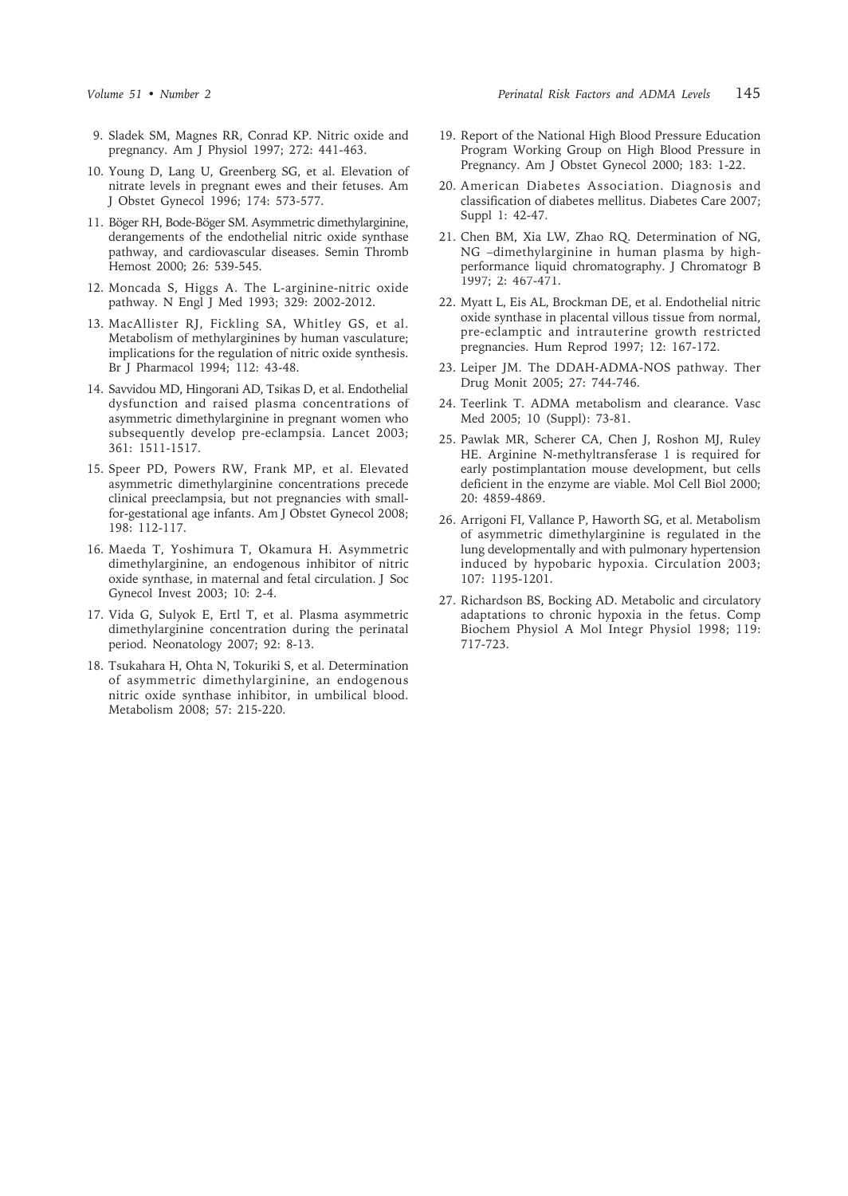9. Sladek SM, Magnes RR, Conrad KP. Nitric oxide and pregnancy. Am J Physiol 1997; 272: 441-463.
10. Young D, Lang U, Greenberg SG, et al. Elevation of nitrate levels in pregnant ewes and their fetuses. Am J Obstet Gynecol 1996; 174: 573-577.
11. Böger RH, Bode-Böger SM. Asymmetric dimethylarginine, derangements of the endothelial nitric oxide synthase pathway, and cardiovascular diseases. Semin Thromb Hemost 2000; 26: 539-545.
12. Moncada S, Higgs A. The L-arginine-nitric oxide pathway. N Engl J Med 1993; 329: 2002-2012.
13. MacAllister RJ, Fickling SA, Whitley GS, et al. Metabolism of methylarginines by human vasculature; implications for the regulation of nitric oxide synthesis. Br J Pharmacol 1994; 112: 43-48.
14. Savvidou MD, Hingorani AD, Tsikas D, et al. Endothelial dysfunction and raised plasma concentrations of asymmetric dimethylarginine in pregnant women who subsequently develop pre-eclampsia. Lancet 2003; 361: 1511-1517.
15. Speer PD, Powers RW, Frank MP, et al. Elevated asymmetric dimethylarginine concentrations precede clinical preeclampsia, but not pregnancies with small-for-gestational age infants. Am J Obstet Gynecol 2008; 198: 112-117.
16. Maeda T, Yoshimura T, Okamura H. Asymmetric dimethylarginine, an endogenous inhibitor of nitric oxide synthase, in maternal and fetal circulation. J Soc Gynecol Invest 2003; 10: 2-4.
17. Vida G, Sulyok E, Ertl T, et al. Plasma asymmetric dimethylarginine concentration during the perinatal period. Neonatology 2007; 92: 8-13.
18. Tsukahara H, Ohta N, Tokuriki S, et al. Determination of asymmetric dimethylarginine, an endogenous nitric oxide synthase inhibitor, in umbilical blood. Metabolism 2008; 57: 215-220.
19. Report of the National High Blood Pressure Education Program Working Group on High Blood Pressure in Pregnancy. Am J Obstet Gynecol 2000; 183: 1-22.
20. American Diabetes Association. Diagnosis and classification of diabetes mellitus. Diabetes Care 2007; Suppl 1: 42-47.
21. Chen BM, Xia LW, Zhao RQ. Determination of NG, NG –dimethylarginine in human plasma by high-performance liquid chromatography. J Chromatogr B 1997; 2: 467-471.
22. Myatt L, Eis AL, Brockman DE, et al. Endothelial nitric oxide synthase in placental villous tissue from normal, pre-eclamptic and intrauterine growth restricted pregnancies. Hum Reprod 1997; 12: 167-172.
23. Leiper JM. The DDAH-ADMA-NOS pathway. Ther Drug Monit 2005; 27: 744-746.
24. Teerlink T. ADMA metabolism and clearance. Vasc Med 2005; 10 (Suppl): 73-81.
25. Pawlak MR, Scherer CA, Chen J, Roshon MJ, Ruley HE. Arginine N-methyltransferase 1 is required for early postimplantation mouse development, but cells deficient in the enzyme are viable. Mol Cell Biol 2000; 20: 4859-4869.
26. Arrigoni FI, Vallance P, Haworth SG, et al. Metabolism of asymmetric dimethylarginine is regulated in the lung developmentally and with pulmonary hypertension induced by hypobaric hypoxia. Circulation 2003; 107: 1195-1201.
27. Richardson BS, Bocking AD. Metabolic and circulatory adaptations to chronic hypoxia in the fetus. Comp Biochem Physiol A Mol Integr Physiol 1998; 119: 717-723.